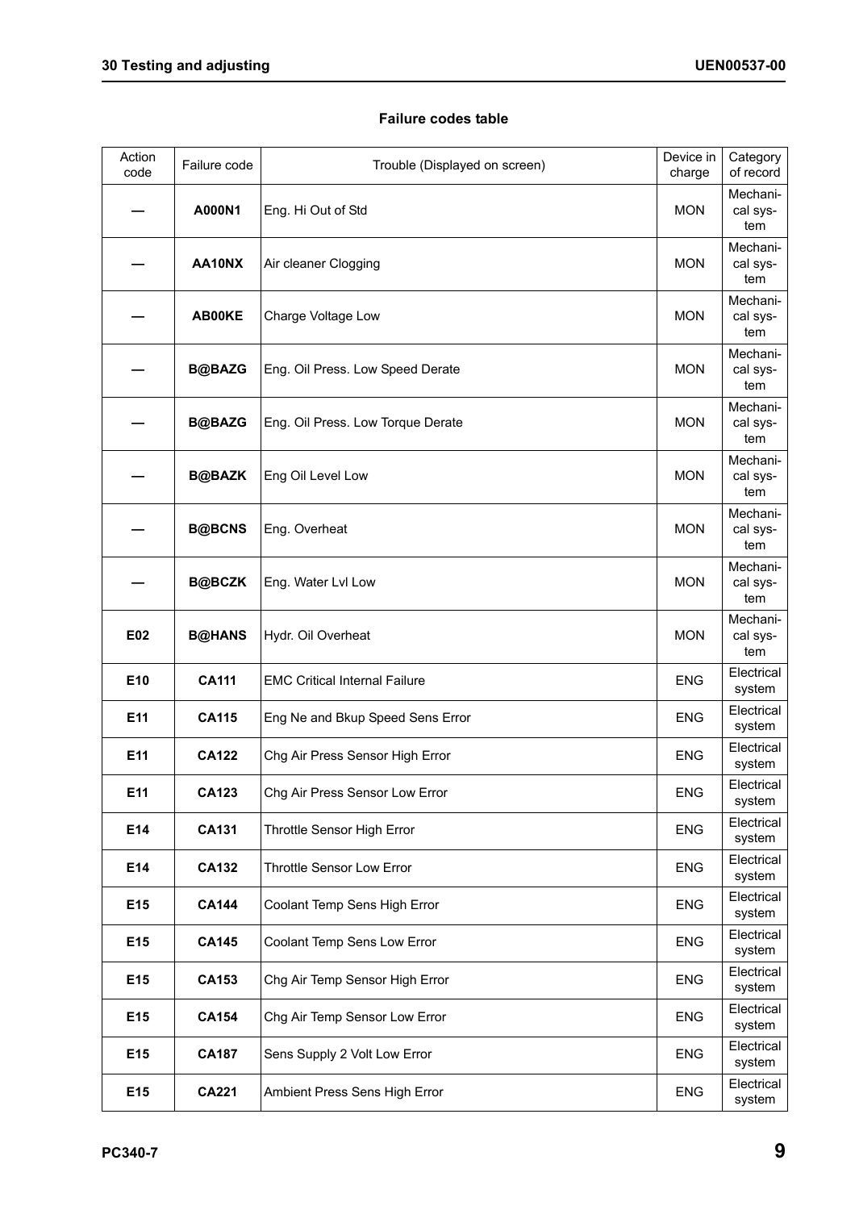### Failure codes table

| Action code | Failure code | Trouble (Displayed on screen) | Device in charge | Category of record |
|---|---|---|---|---|
| — | **A000N1** | Eng. Hi Out of Std | MON | Mechanical system |
| — | **AA10NX** | Air cleaner Clogging | MON | Mechanical system |
| — | **AB00KE** | Charge Voltage Low | MON | Mechanical system |
| — | **B@BAZG** | Eng. Oil Press. Low Speed Derate | MON | Mechanical system |
| — | **B@BAZG** | Eng. Oil Press. Low Torque Derate | MON | Mechanical system |
| — | **B@BAZK** | Eng Oil Level Low | MON | Mechanical system |
| — | **B@BCNS** | Eng. Overheat | MON | Mechanical system |
| — | **B@BCZK** | Eng. Water Lvl Low | MON | Mechanical system |
| **E02** | **B@HANS** | Hydr. Oil Overheat | MON | Mechanical system |
| **E10** | **CA111** | EMC Critical Internal Failure | ENG | Electrical system |
| **E11** | **CA115** | Eng Ne and Bkup Speed Sens Error | ENG | Electrical system |
| **E11** | **CA122** | Chg Air Press Sensor High Error | ENG | Electrical system |
| **E11** | **CA123** | Chg Air Press Sensor Low Error | ENG | Electrical system |
| **E14** | **CA131** | Throttle Sensor High Error | ENG | Electrical system |
| **E14** | **CA132** | Throttle Sensor Low Error | ENG | Electrical system |
| **E15** | **CA144** | Coolant Temp Sens High Error | ENG | Electrical system |
| **E15** | **CA145** | Coolant Temp Sens Low Error | ENG | Electrical system |
| **E15** | **CA153** | Chg Air Temp Sensor High Error | ENG | Electrical system |
| **E15** | **CA154** | Chg Air Temp Sensor Low Error | ENG | Electrical system |
| **E15** | **CA187** | Sens Supply 2 Volt Low Error | ENG | Electrical system |
| **E15** | **CA221** | Ambient Press Sens High Error | ENG | Electrical system |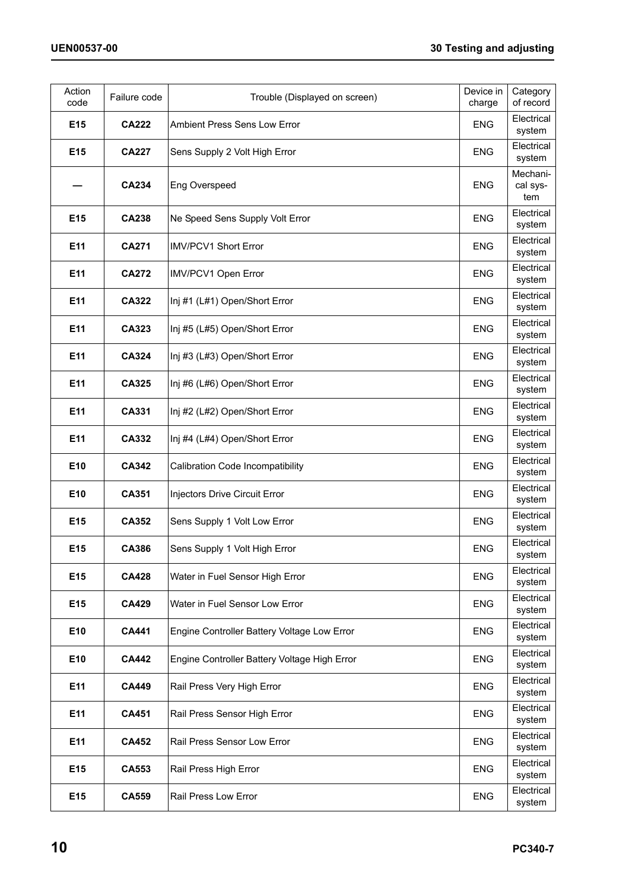| Action code | Failure code | Trouble (Displayed on screen) | Device in charge | Category of record |
|---|---|---|---|---|
| **E15** | **CA222** | Ambient Press Sens Low Error | ENG | Electrical system |
| **E15** | **CA227** | Sens Supply 2 Volt High Error | ENG | Electrical system |
| **—** | **CA234** | Eng Overspeed | ENG | Mechanical system |
| **E15** | **CA238** | Ne Speed Sens Supply Volt Error | ENG | Electrical system |
| **E11** | **CA271** | IMV/PCV1 Short Error | ENG | Electrical system |
| **E11** | **CA272** | IMV/PCV1 Open Error | ENG | Electrical system |
| **E11** | **CA322** | Inj #1 (L#1) Open/Short Error | ENG | Electrical system |
| **E11** | **CA323** | Inj #5 (L#5) Open/Short Error | ENG | Electrical system |
| **E11** | **CA324** | Inj #3 (L#3) Open/Short Error | ENG | Electrical system |
| **E11** | **CA325** | Inj #6 (L#6) Open/Short Error | ENG | Electrical system |
| **E11** | **CA331** | Inj #2 (L#2) Open/Short Error | ENG | Electrical system |
| **E11** | **CA332** | Inj #4 (L#4) Open/Short Error | ENG | Electrical system |
| **E10** | **CA342** | Calibration Code Incompatibility | ENG | Electrical system |
| **E10** | **CA351** | Injectors Drive Circuit Error | ENG | Electrical system |
| **E15** | **CA352** | Sens Supply 1 Volt Low Error | ENG | Electrical system |
| **E15** | **CA386** | Sens Supply 1 Volt High Error | ENG | Electrical system |
| **E15** | **CA428** | Water in Fuel Sensor High Error | ENG | Electrical system |
| **E15** | **CA429** | Water in Fuel Sensor Low Error | ENG | Electrical system |
| **E10** | **CA441** | Engine Controller Battery Voltage Low Error | ENG | Electrical system |
| **E10** | **CA442** | Engine Controller Battery Voltage High Error | ENG | Electrical system |
| **E11** | **CA449** | Rail Press Very High Error | ENG | Electrical system |
| **E11** | **CA451** | Rail Press Sensor High Error | ENG | Electrical system |
| **E11** | **CA452** | Rail Press Sensor Low Error | ENG | Electrical system |
| **E15** | **CA553** | Rail Press High Error | ENG | Electrical system |
| **E15** | **CA559** | Rail Press Low Error | ENG | Electrical system |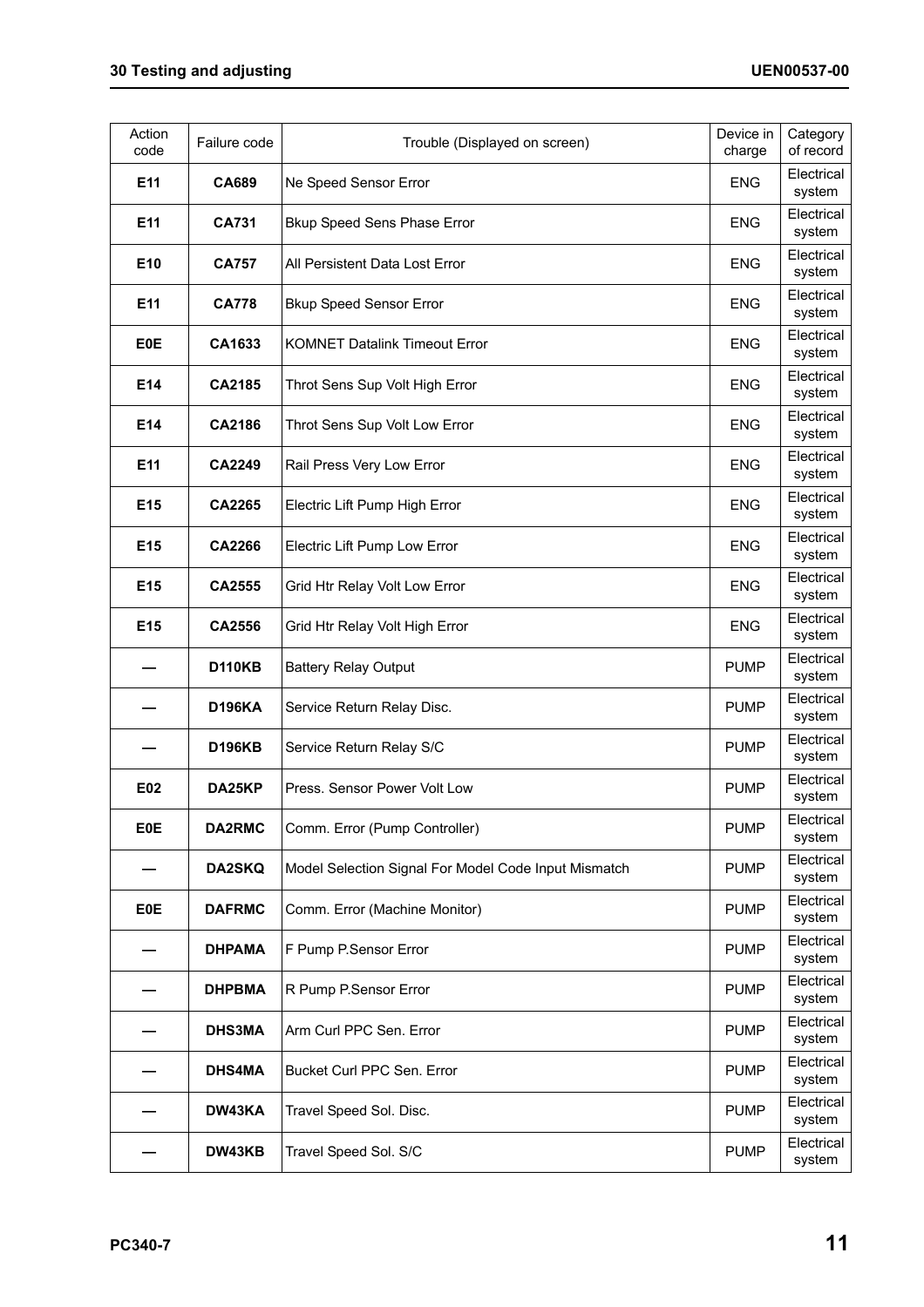| Action code | Failure code | Trouble (Displayed on screen) | Device in charge | Category of record |
|---|---|---|---|---|
| E11 | **CA689** | Ne Speed Sensor Error | ENG | Electrical system |
| E11 | **CA731** | Bkup Speed Sens Phase Error | ENG | Electrical system |
| E10 | **CA757** | All Persistent Data Lost Error | ENG | Electrical system |
| E11 | **CA778** | Bkup Speed Sensor Error | ENG | Electrical system |
| E0E | **CA1633** | KOMNET Datalink Timeout Error | ENG | Electrical system |
| E14 | **CA2185** | Throt Sens Sup Volt High Error | ENG | Electrical system |
| E14 | **CA2186** | Throt Sens Sup Volt Low Error | ENG | Electrical system |
| E11 | **CA2249** | Rail Press Very Low Error | ENG | Electrical system |
| E15 | **CA2265** | Electric Lift Pump High Error | ENG | Electrical system |
| E15 | **CA2266** | Electric Lift Pump Low Error | ENG | Electrical system |
| E15 | **CA2555** | Grid Htr Relay Volt Low Error | ENG | Electrical system |
| E15 | **CA2556** | Grid Htr Relay Volt High Error | ENG | Electrical system |
| — | **D110KB** | Battery Relay Output | PUMP | Electrical system |
| — | **D196KA** | Service Return Relay Disc. | PUMP | Electrical system |
| — | **D196KB** | Service Return Relay S/C | PUMP | Electrical system |
| E02 | **DA25KP** | Press. Sensor Power Volt Low | PUMP | Electrical system |
| E0E | **DA2RMC** | Comm. Error (Pump Controller) | PUMP | Electrical system |
| — | **DA2SKQ** | Model Selection Signal For Model Code Input Mismatch | PUMP | Electrical system |
| E0E | **DAFRMC** | Comm. Error (Machine Monitor) | PUMP | Electrical system |
| — | **DHPAMA** | F Pump P.Sensor Error | PUMP | Electrical system |
| — | **DHPBMA** | R Pump P.Sensor Error | PUMP | Electrical system |
| — | **DHS3MA** | Arm Curl PPC Sen. Error | PUMP | Electrical system |
| — | **DHS4MA** | Bucket Curl PPC Sen. Error | PUMP | Electrical system |
| — | **DW43KA** | Travel Speed Sol. Disc. | PUMP | Electrical system |
| — | **DW43KB** | Travel Speed Sol. S/C | PUMP | Electrical system |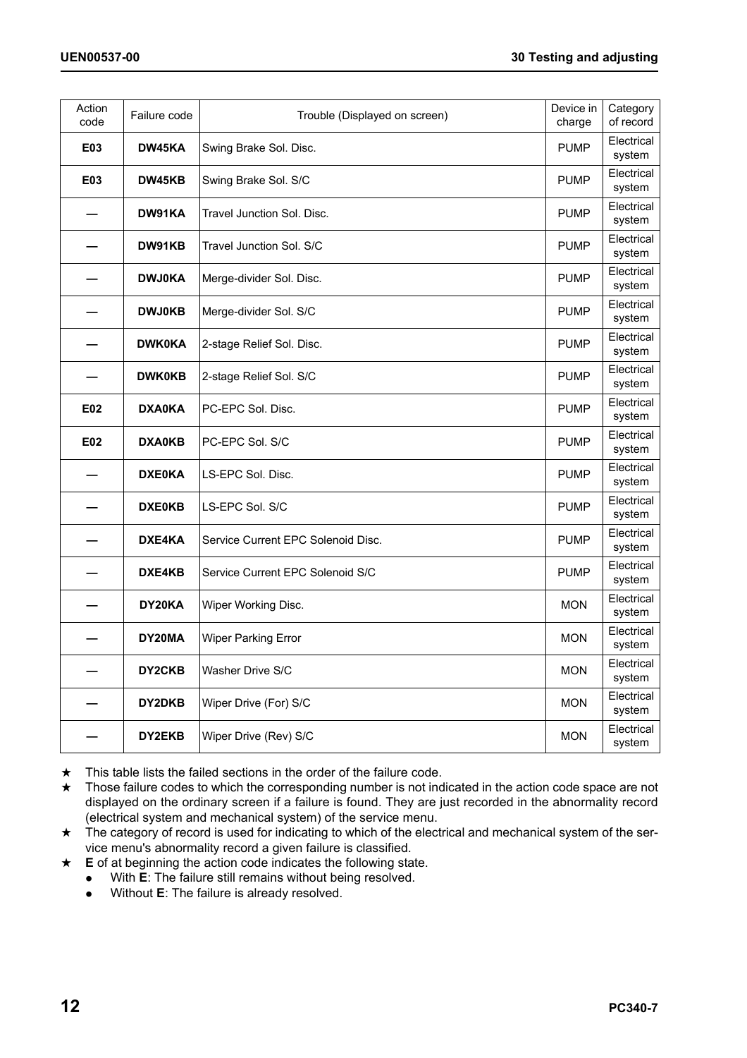| Action code | Failure code | Trouble (Displayed on screen) | Device in charge | Category of record |
|---|---|---|---|---|
| **E03** | **DW45KA** | Swing Brake Sol. Disc. | PUMP | Electrical system |
| **E03** | **DW45KB** | Swing Brake Sol. S/C | PUMP | Electrical system |
| **—** | **DW91KA** | Travel Junction Sol. Disc. | PUMP | Electrical system |
| **—** | **DW91KB** | Travel Junction Sol. S/C | PUMP | Electrical system |
| **—** | **DWJ0KA** | Merge-divider Sol. Disc. | PUMP | Electrical system |
| **—** | **DWJ0KB** | Merge-divider Sol. S/C | PUMP | Electrical system |
| **—** | **DWK0KA** | 2-stage Relief Sol. Disc. | PUMP | Electrical system |
| **—** | **DWK0KB** | 2-stage Relief Sol. S/C | PUMP | Electrical system |
| **E02** | **DXA0KA** | PC-EPC Sol. Disc. | PUMP | Electrical system |
| **E02** | **DXA0KB** | PC-EPC Sol. S/C | PUMP | Electrical system |
| **—** | **DXE0KA** | LS-EPC Sol. Disc. | PUMP | Electrical system |
| **—** | **DXE0KB** | LS-EPC Sol. S/C | PUMP | Electrical system |
| **—** | **DXE4KA** | Service Current EPC Solenoid Disc. | PUMP | Electrical system |
| **—** | **DXE4KB** | Service Current EPC Solenoid S/C | PUMP | Electrical system |
| **—** | **DY20KA** | Wiper Working Disc. | MON | Electrical system |
| **—** | **DY20MA** | Wiper Parking Error | MON | Electrical system |
| **—** | **DY2CKB** | Washer Drive S/C | MON | Electrical system |
| **—** | **DY2DKB** | Wiper Drive (For) S/C | MON | Electrical system |
| **—** | **DY2EKB** | Wiper Drive (Rev) S/C | MON | Electrical system |

★ This table lists the failed sections in the order of the failure code.

★ Those failure codes to which the corresponding number is not indicated in the action code space are not displayed on the ordinary screen if a failure is found. They are just recorded in the abnormality record (electrical system and mechanical system) of the service menu.

★ The category of record is used for indicating to which of the electrical and mechanical system of the service menu's abnormality record a given failure is classified.

★ **E** of at beginning the action code indicates the following state.

- With **E**: The failure still remains without being resolved.
- Without **E**: The failure is already resolved.